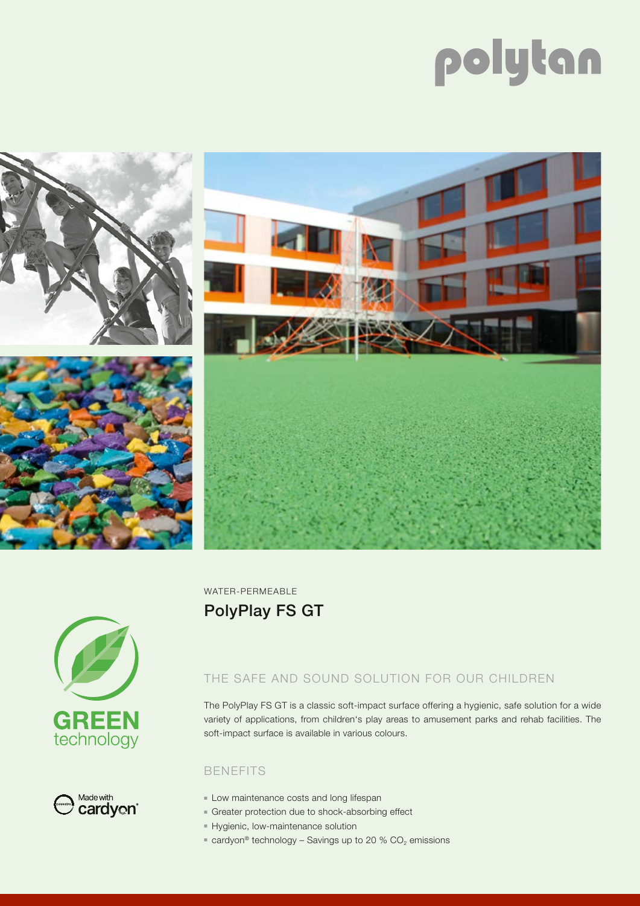# polytan

WATER-PERMEABLE

## PolyPlay FS GT

GREEN technology

Made with cardyon®

### THE SAFE AND SOUND SOLUTION FOR OUR CHILDREN

The PolyPlay FS GT is a classic soft-impact surface offering a hygienic, safe solution for a wide variety of applications, from children's play areas to amusement parks and rehab facilities. The soft-impact surface is available in various colours.

### BENEFITS

- Low maintenance costs and long lifespan
- Greater protection due to shock-absorbing effect
- Hygienic, low-maintenance solution
- cardyon® technology – Savings up to 20 % $CO_2$ emissions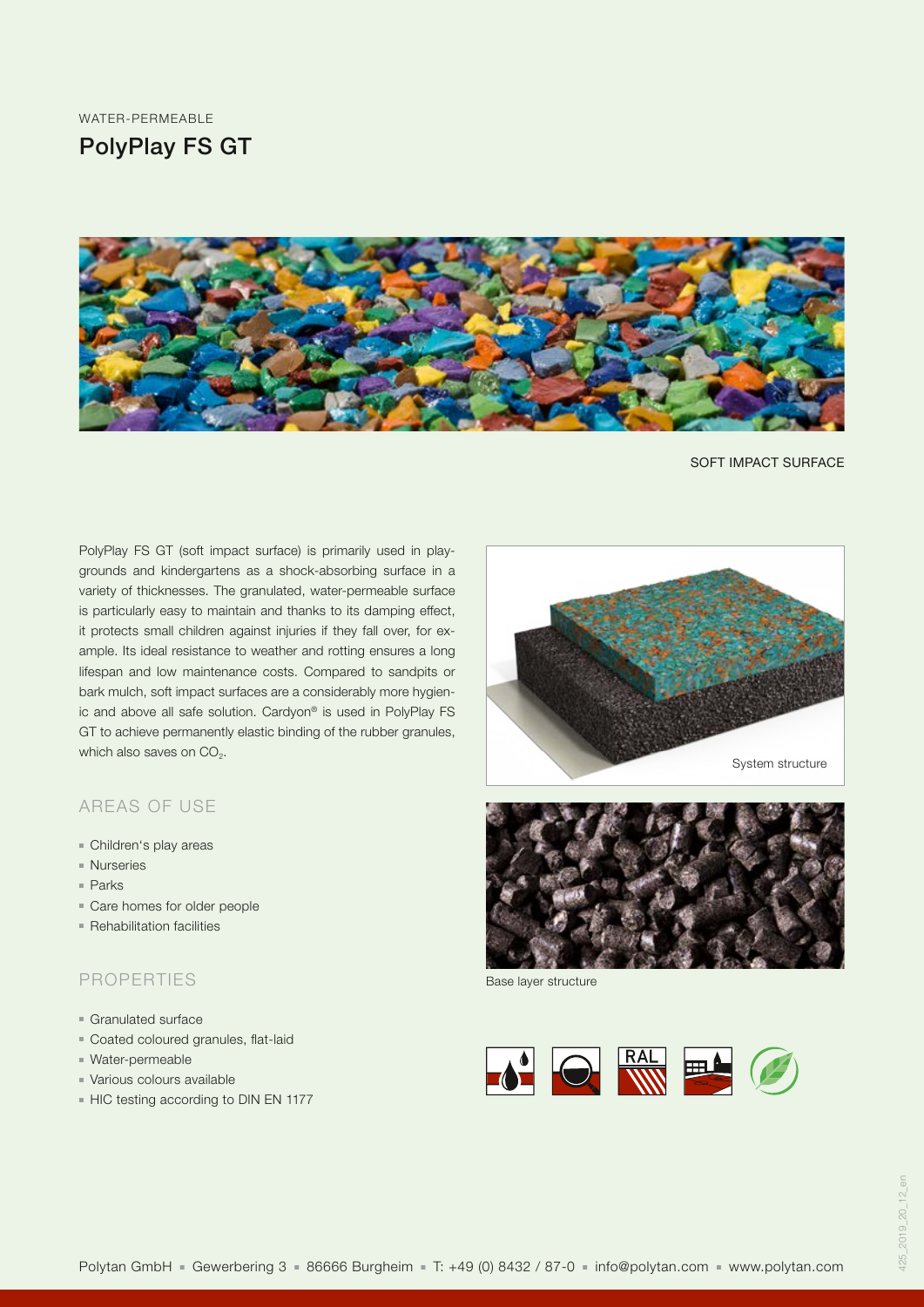WATER-PERMEABLE

# PolyPlay FS GT

SOFT IMPACT SURFACE

PolyPlay FS GT (soft impact surface) is primarily used in playgrounds and kindergartens as a shock-absorbing surface in a variety of thicknesses. The granulated, water-permeable surface is particularly easy to maintain and thanks to its damping effect, it protects small children against injuries if they fall over, for example. Its ideal resistance to weather and rotting ensures a long lifespan and low maintenance costs. Compared to sandpits or bark mulch, soft impact surfaces are a considerably more hygienic and above all safe solution. Cardyon® is used in PolyPlay FS GT to achieve permanently elastic binding of the rubber granules, which also saves on $CO_2$.

System structure

Base layer structure

## AREAS OF USE

- Children's play areas
- Nurseries
- Parks
- Care homes for older people
- Rehabilitation facilities

## PROPERTIES

- Granulated surface
- Coated coloured granules, flat-laid
- Water-permeable
- Various colours available
- HIC testing according to DIN EN 1177

Polytan GmbH ▪ Gewerbering 3 ▪ 86666 Burgheim ▪ T: +49 (0) 8432 / 87-0 ▪ info@polytan.com ▪ www.polytan.com